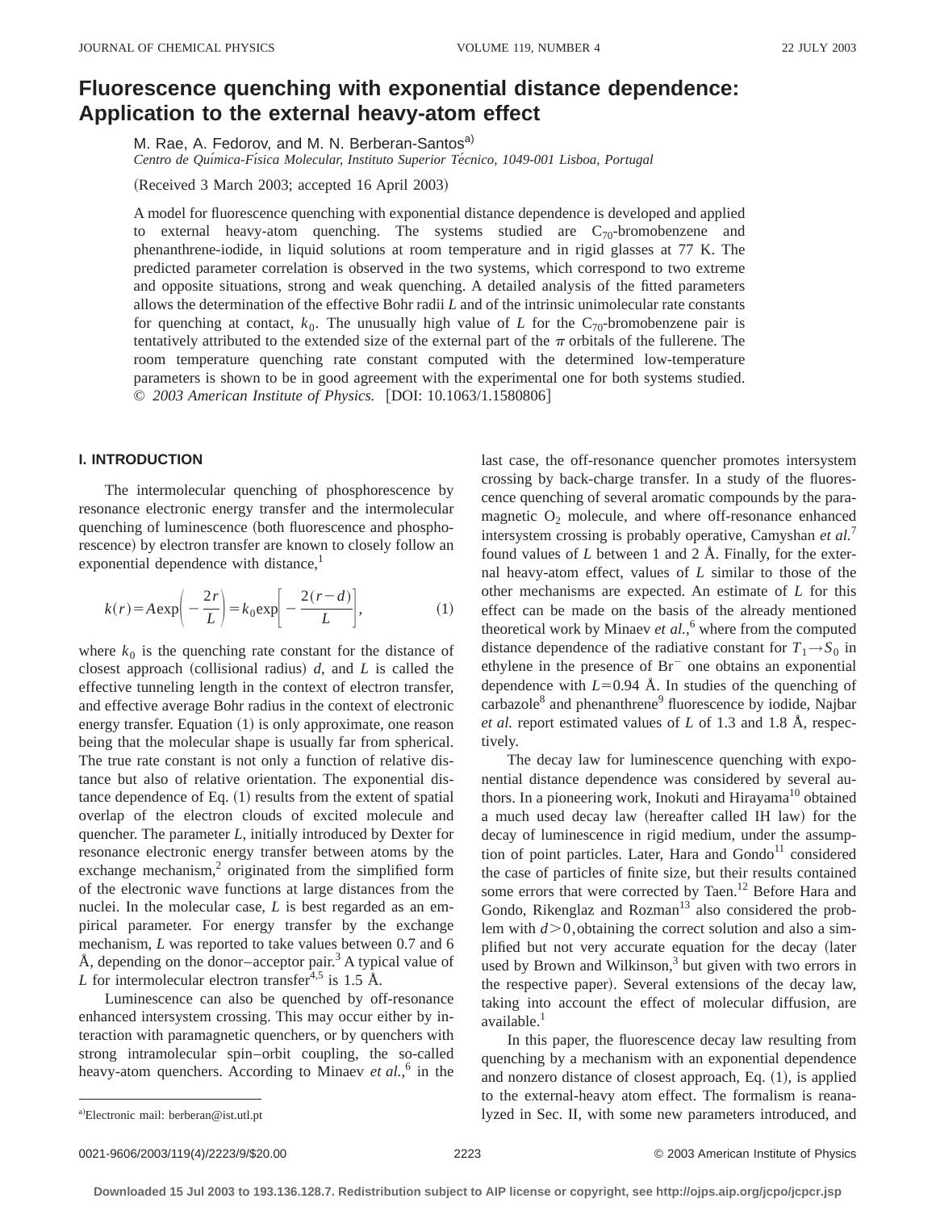# Fluorescence quenching with exponential distance dependence: Application to the external heavy-atom effect

M. Rae, A. Fedorov, and M. N. Berberan-Santos[a]

*Centro de Química-Física Molecular, Instituto Superior Técnico, 1049-001 Lisboa, Portugal*

(Received 3 March 2003; accepted 16 April 2003)

A model for fluorescence quenching with exponential distance dependence is developed and applied to external heavy-atom quenching. The systems studied are $C_{70}$-bromobenzene and phenanthrene-iodide, in liquid solutions at room temperature and in rigid glasses at 77 K. The predicted parameter correlation is observed in the two systems, which correspond to two extreme and opposite situations, strong and weak quenching. A detailed analysis of the fitted parameters allows the determination of the effective Bohr radii $L$ and of the intrinsic unimolecular rate constants for quenching at contact, $k_0$. The unusually high value of $L$ for the $C_{70}$-bromobenzene pair is tentatively attributed to the extended size of the external part of the $\pi$ orbitals of the fullerene. The room temperature quenching rate constant computed with the determined low-temperature parameters is shown to be in good agreement with the experimental one for both systems studied. © *2003 American Institute of Physics.* [DOI: 10.1063/1.1580806]

## I. INTRODUCTION

The intermolecular quenching of phosphorescence by resonance electronic energy transfer and the intermolecular quenching of luminescence (both fluorescence and phosphorescence) by electron transfer are known to closely follow an exponential dependence with distance,[1]

$$k(r) = A\exp\left(-\frac{2r}{L}\right) = k_0 \exp\left[-\frac{2(r-d)}{L}\right], \tag{1}$$

where $k_0$ is the quenching rate constant for the distance of closest approach (collisional radius) $d$, and $L$ is called the effective tunneling length in the context of electron transfer, and effective average Bohr radius in the context of electronic energy transfer. Equation (1) is only approximate, one reason being that the molecular shape is usually far from spherical. The true rate constant is not only a function of relative distance but also of relative orientation. The exponential distance dependence of Eq. (1) results from the extent of spatial overlap of the electron clouds of excited molecule and quencher. The parameter $L$, initially introduced by Dexter for resonance electronic energy transfer between atoms by the exchange mechanism,[2] originated from the simplified form of the electronic wave functions at large distances from the nuclei. In the molecular case, $L$ is best regarded as an empirical parameter. For energy transfer by the exchange mechanism, $L$ was reported to take values between 0.7 and 6 Å, depending on the donor–acceptor pair.[3] A typical value of $L$ for intermolecular electron transfer[4,5] is 1.5 Å.

Luminescence can also be quenched by off-resonance enhanced intersystem crossing. This may occur either by interaction with paramagnetic quenchers, or by quenchers with strong intramolecular spin–orbit coupling, the so-called heavy-atom quenchers. According to Minaev *et al.*,[6] in the last case, the off-resonance quencher promotes intersystem crossing by back-charge transfer. In a study of the fluorescence quenching of several aromatic compounds by the paramagnetic $O_2$ molecule, and where off-resonance enhanced intersystem crossing is probably operative, Camyshan *et al.*[7] found values of $L$ between 1 and 2 Å. Finally, for the external heavy-atom effect, values of $L$ similar to those of the other mechanisms are expected. An estimate of $L$ for this effect can be made on the basis of the already mentioned theoretical work by Minaev *et al.*,[6] where from the computed distance dependence of the radiative constant for $T_1 \rightarrow S_0$ in ethylene in the presence of $Br^-$ one obtains an exponential dependence with $L = 0.94$ Å. In studies of the quenching of carbazole[8] and phenanthrene[9] fluorescence by iodide, Najbar *et al.* report estimated values of $L$ of 1.3 and 1.8 Å, respectively.

The decay law for luminescence quenching with exponential distance dependence was considered by several authors. In a pioneering work, Inokuti and Hirayama[10] obtained a much used decay law (hereafter called IH law) for the decay of luminescence in rigid medium, under the assumption of point particles. Later, Hara and Gondo[11] considered the case of particles of finite size, but their results contained some errors that were corrected by Taen.[12] Before Hara and Gondo, Rikenglaz and Rozman[13] also considered the problem with $d > 0$, obtaining the correct solution and also a simplified but not very accurate equation for the decay (later used by Brown and Wilkinson,[3] but given with two errors in the respective paper). Several extensions of the decay law, taking into account the effect of molecular diffusion, are available.[1]

In this paper, the fluorescence decay law resulting from quenching by a mechanism with an exponential dependence and nonzero distance of closest approach, Eq. (1), is applied to the external-heavy atom effect. The formalism is reanalyzed in Sec. II, with some new parameters introduced, and

[a]Electronic mail: berberan@ist.utl.pt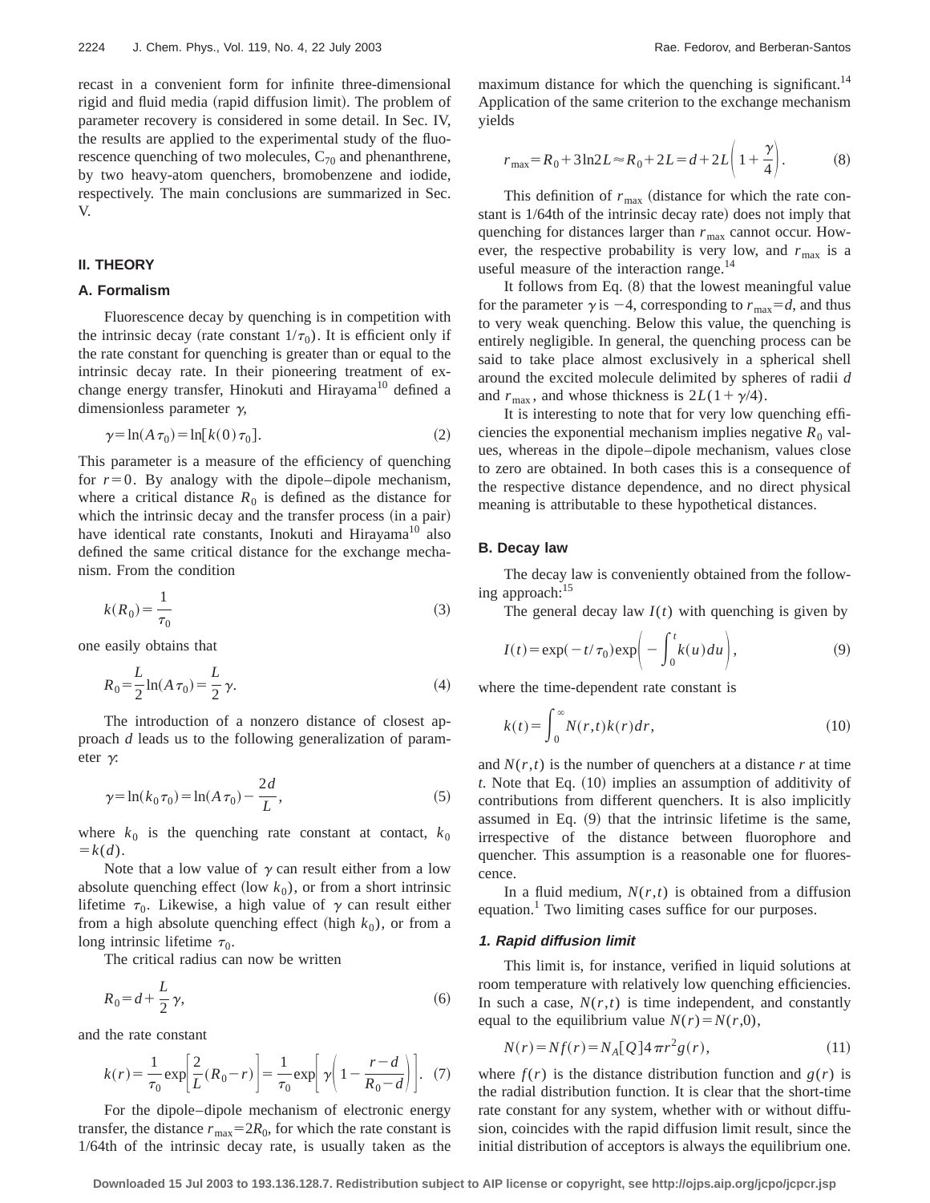recast in a convenient form for infinite three-dimensional rigid and fluid media (rapid diffusion limit). The problem of parameter recovery is considered in some detail. In Sec. IV, the results are applied to the experimental study of the fluorescence quenching of two molecules, $C_{70}$ and phenanthrene, by two heavy-atom quenchers, bromobenzene and iodide, respectively. The main conclusions are summarized in Sec. V.

## II. THEORY

### A. Formalism

Fluorescence decay by quenching is in competition with the intrinsic decay (rate constant $1/\tau_0$). It is efficient only if the rate constant for quenching is greater than or equal to the intrinsic decay rate. In their pioneering treatment of exchange energy transfer, Hinokuti and Hirayama[10] defined a dimensionless parameter $\gamma$,

$$\gamma = \ln(A\tau_0) = \ln[k(0)\tau_0]. \tag{2}$$

This parameter is a measure of the efficiency of quenching for $r=0$. By analogy with the dipole–dipole mechanism, where a critical distance $R_0$ is defined as the distance for which the intrinsic decay and the transfer process (in a pair) have identical rate constants, Inokuti and Hirayama[10] also defined the same critical distance for the exchange mechanism. From the condition

$$k(R_0) = \frac{1}{\tau_0} \tag{3}$$

one easily obtains that

$$R_0 = \frac{L}{2}\ln(A\tau_0) = \frac{L}{2}\gamma. \tag{4}$$

The introduction of a nonzero distance of closest approach $d$ leads us to the following generalization of parameter $\gamma$:

$$\gamma = \ln(k_0\tau_0) = \ln(A\tau_0) - \frac{2d}{L}, \tag{5}$$

where $k_0$ is the quenching rate constant at contact, $k_0 = k(d)$.

Note that a low value of $\gamma$ can result either from a low absolute quenching effect (low $k_0$), or from a short intrinsic lifetime $\tau_0$. Likewise, a high value of $\gamma$ can result either from a high absolute quenching effect (high $k_0$), or from a long intrinsic lifetime $\tau_0$.

The critical radius can now be written

$$R_0 = d + \frac{L}{2}\gamma, \tag{6}$$

and the rate constant

$$k(r) = \frac{1}{\tau_0}\exp\left[\frac{2}{L}(R_0 - r)\right] = \frac{1}{\tau_0}\exp\left[\gamma\left(1 - \frac{r-d}{R_0-d}\right)\right]. \tag{7}$$

For the dipole–dipole mechanism of electronic energy transfer, the distance $r_{max} = 2R_0$, for which the rate constant is 1/64th of the intrinsic decay rate, is usually taken as the maximum distance for which the quenching is significant.[14] Application of the same criterion to the exchange mechanism yields

$$r_{max} = R_0 + 3\ln 2L \approx R_0 + 2L = d + 2L\left(1 + \frac{\gamma}{4}\right). \tag{8}$$

This definition of $r_{max}$ (distance for which the rate constant is 1/64th of the intrinsic decay rate) does not imply that quenching for distances larger than $r_{max}$ cannot occur. However, the respective probability is very low, and $r_{max}$ is a useful measure of the interaction range.[14]

It follows from Eq. (8) that the lowest meaningful value for the parameter $\gamma$ is $-4$, corresponding to $r_{max} = d$, and thus to very weak quenching. Below this value, the quenching is entirely negligible. In general, the quenching process can be said to take place almost exclusively in a spherical shell around the excited molecule delimited by spheres of radii $d$ and $r_{max}$, and whose thickness is $2L(1+\gamma/4)$.

It is interesting to note that for very low quenching efficiencies the exponential mechanism implies negative $R_0$ values, whereas in the dipole–dipole mechanism, values close to zero are obtained. In both cases this is a consequence of the respective distance dependence, and no direct physical meaning is attributable to these hypothetical distances.

### B. Decay law

The decay law is conveniently obtained from the following approach:[15]

The general decay law $I(t)$ with quenching is given by

$$I(t) = \exp(-t/\tau_0)\exp\left(-\int_0^t k(u)\,du\right), \tag{9}$$

where the time-dependent rate constant is

$$k(t) = \int_0^\infty N(r,t)k(r)\,dr, \tag{10}$$

and $N(r,t)$ is the number of quenchers at a distance $r$ at time $t$. Note that Eq. (10) implies an assumption of additivity of contributions from different quenchers. It is also implicitly assumed in Eq. (9) that the intrinsic lifetime is the same, irrespective of the distance between fluorophore and quencher. This assumption is a reasonable one for fluorescence.

In a fluid medium, $N(r,t)$ is obtained from a diffusion equation.[1] Two limiting cases suffice for our purposes.

#### 1. Rapid diffusion limit

This limit is, for instance, verified in liquid solutions at room temperature with relatively low quenching efficiencies. In such a case, $N(r,t)$ is time independent, and constantly equal to the equilibrium value $N(r) = N(r,0)$,

$$N(r) = Nf(r) = N_A[Q]4\pi r^2 g(r), \tag{11}$$

where $f(r)$ is the distance distribution function and $g(r)$ is the radial distribution function. It is clear that the short-time rate constant for any system, whether with or without diffusion, coincides with the rapid diffusion limit result, since the initial distribution of acceptors is always the equilibrium one.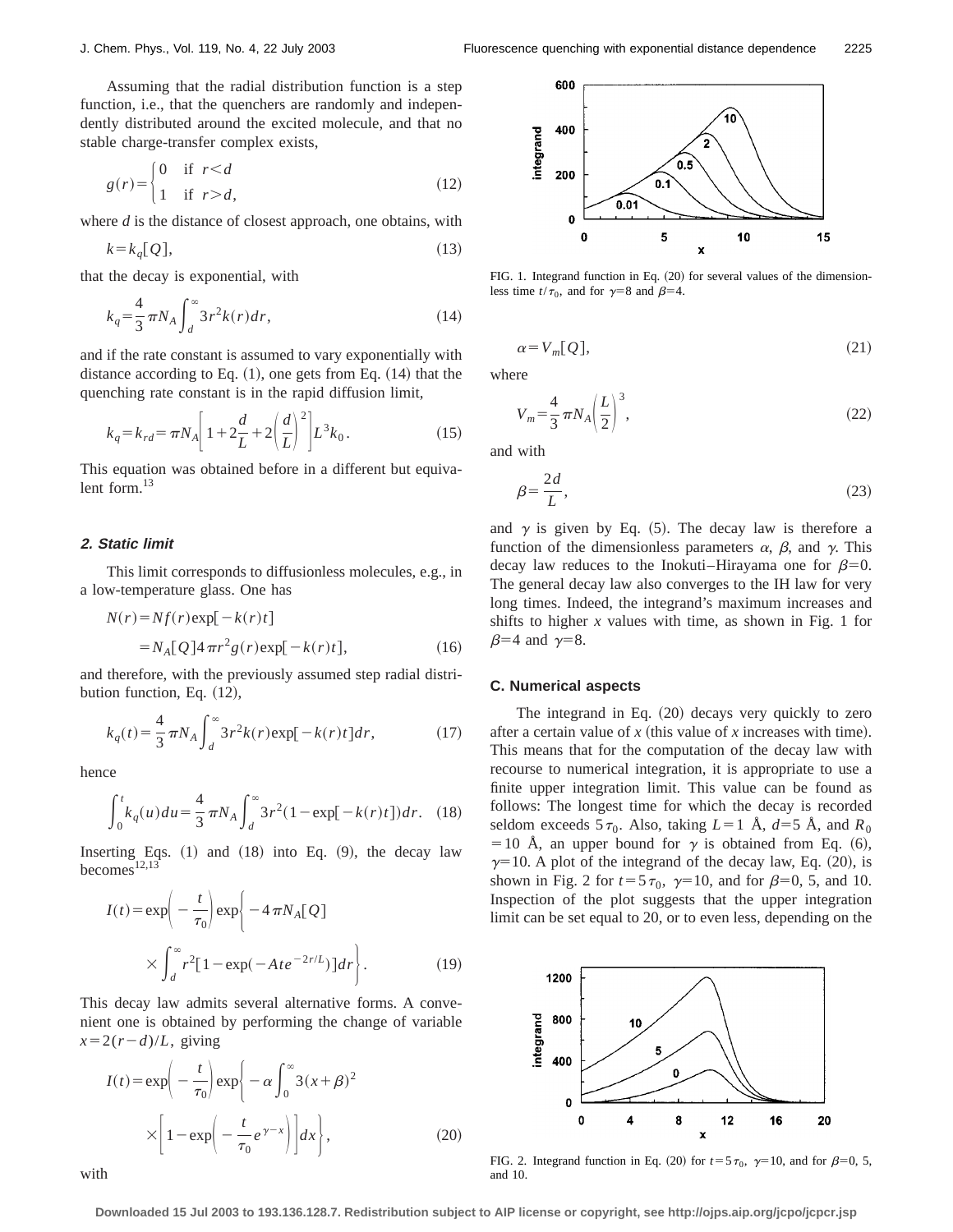Assuming that the radial distribution function is a step function, i.e., that the quenchers are randomly and independently distributed around the excited molecule, and that no stable charge-transfer complex exists,

$$g(r)=\begin{cases}0 & \text{if } r<d\\ 1 & \text{if } r>d,\end{cases} \tag{12}$$

where $d$ is the distance of closest approach, one obtains, with

$$k=k_q[Q], \tag{13}$$

that the decay is exponential, with

$$k_q=\frac{4}{3}\pi N_A\int_d^\infty 3r^2 k(r)dr, \tag{14}$$

and if the rate constant is assumed to vary exponentially with distance according to Eq. (1), one gets from Eq. (14) that the quenching rate constant is in the rapid diffusion limit,

$$k_q=k_{rd}=\pi N_A\left[1+2\frac{d}{L}+2\left(\frac{d}{L}\right)^2\right]L^3 k_0. \tag{15}$$

This equation was obtained before in a different but equivalent form.[13]

### 2. Static limit

This limit corresponds to diffusionless molecules, e.g., in a low-temperature glass. One has

$$\begin{aligned}N(r)&=Nf(r)\exp[-k(r)t]\\ &=N_A[Q]4\pi r^2 g(r)\exp[-k(r)t],\end{aligned} \tag{16}$$

and therefore, with the previously assumed step radial distribution function, Eq. (12),

$$k_q(t)=\frac{4}{3}\pi N_A\int_d^\infty 3r^2 k(r)\exp[-k(r)t]dr, \tag{17}$$

hence

$$\int_0^t k_q(u)du=\frac{4}{3}\pi N_A\int_d^\infty 3r^2(1-\exp[-k(r)t])dr. \tag{18}$$

Inserting Eqs. (1) and (18) into Eq. (9), the decay law becomes[12,13]

$$I(t)=\exp\left(-\frac{t}{\tau_0}\right)\exp\left\{-4\pi N_A[Q]\times\int_d^\infty r^2[1-\exp(-Ate^{-2r/L})]dr\right\}. \tag{19}$$

This decay law admits several alternative forms. A convenient one is obtained by performing the change of variable $x=2(r-d)/L$, giving

$$I(t)=\exp\left(-\frac{t}{\tau_0}\right)\exp\left\{-\alpha\int_0^\infty 3(x+\beta)^2\times\left[1-\exp\left(-\frac{t}{\tau_0}e^{\gamma-x}\right)\right]dx\right\}, \tag{20}$$

with

FIG. 1. Integrand function in Eq. (20) for several values of the dimensionless time $t/\tau_0$, and for $\gamma=8$ and $\beta=4$.

$$\alpha=V_m[Q], \tag{21}$$

where

$$V_m=\frac{4}{3}\pi N_A\left(\frac{L}{2}\right)^3, \tag{22}$$

and with

$$\beta=\frac{2d}{L}, \tag{23}$$

and $\gamma$ is given by Eq. (5). The decay law is therefore a function of the dimensionless parameters $\alpha$, $\beta$, and $\gamma$. This decay law reduces to the Inokuti–Hirayama one for $\beta=0$. The general decay law also converges to the IH law for very long times. Indeed, the integrand's maximum increases and shifts to higher $x$ values with time, as shown in Fig. 1 for $\beta=4$ and $\gamma=8$.

## C. Numerical aspects

The integrand in Eq. (20) decays very quickly to zero after a certain value of $x$ (this value of $x$ increases with time). This means that for the computation of the decay law with recourse to numerical integration, it is appropriate to use a finite upper integration limit. This value can be found as follows: The longest time for which the decay is recorded seldom exceeds $5\tau_0$. Also, taking $L=1$ Å, $d=5$ Å, and $R_0=10$ Å, an upper bound for $\gamma$ is obtained from Eq. (6), $\gamma=10$. A plot of the integrand of the decay law, Eq. (20), is shown in Fig. 2 for $t=5\tau_0$, $\gamma=10$, and for $\beta=0$, 5, and 10. Inspection of the plot suggests that the upper integration limit can be set equal to 20, or to even less, depending on the

FIG. 2. Integrand function in Eq. (20) for $t=5\tau_0$, $\gamma=10$, and for $\beta=0$, 5, and 10.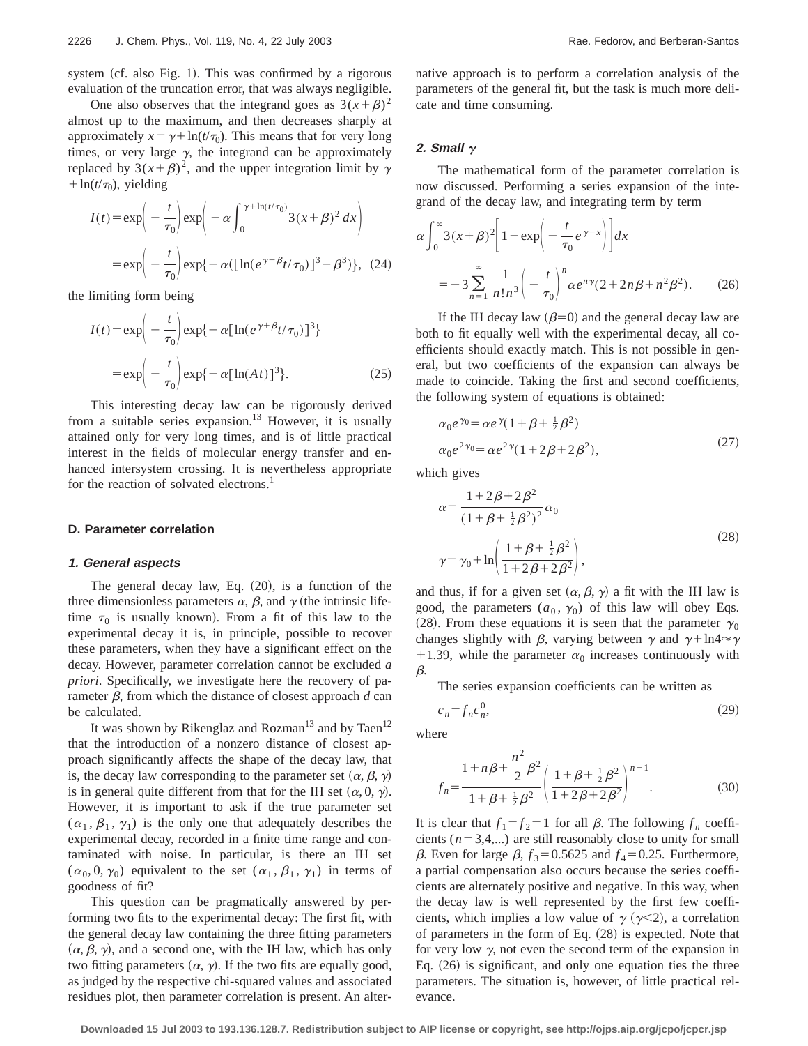system (cf. also Fig. 1). This was confirmed by a rigorous evaluation of the truncation error, that was always negligible.

One also observes that the integrand goes as $3(x+\beta)^2$ almost up to the maximum, and then decreases sharply at approximately $x=\gamma+\ln(t/\tau_0)$. This means that for very long times, or very large $\gamma$, the integrand can be approximately replaced by $3(x+\beta)^2$, and the upper integration limit by $\gamma+\ln(t/\tau_0)$, yielding

$$
\begin{aligned}
I(t) &= \exp\left(-\frac{t}{\tau_0}\right)\exp\left(-\alpha\int_0^{\gamma+\ln(t/\tau_0)} 3(x+\beta)^2\,dx\right) \\
&= \exp\left(-\frac{t}{\tau_0}\right)\exp\{-\alpha([\ln(e^{\gamma+\beta}t/\tau_0)]^3-\beta^3)\}, \quad (24)
\end{aligned}
$$

the limiting form being

$$
\begin{aligned}
I(t) &= \exp\left(-\frac{t}{\tau_0}\right)\exp\{-\alpha[\ln(e^{\gamma+\beta}t/\tau_0)]^3\} \\
&= \exp\left(-\frac{t}{\tau_0}\right)\exp\{-\alpha[\ln(At)]^3\}. \quad (25)
\end{aligned}
$$

This interesting decay law can be rigorously derived from a suitable series expansion.[13] However, it is usually attained only for very long times, and is of little practical interest in the fields of molecular energy transfer and enhanced intersystem crossing. It is nevertheless appropriate for the reaction of solvated electrons.[1]

## D. Parameter correlation

### 1. General aspects

The general decay law, Eq. (20), is a function of the three dimensionless parameters $\alpha$, $\beta$, and $\gamma$ (the intrinsic lifetime $\tau_0$ is usually known). From a fit of this law to the experimental decay it is, in principle, possible to recover these parameters, when they have a significant effect on the decay. However, parameter correlation cannot be excluded *a priori*. Specifically, we investigate here the recovery of parameter $\beta$, from which the distance of closest approach $d$ can be calculated.

It was shown by Rikenglaz and Rozman[13] and by Taen[12] that the introduction of a nonzero distance of closest approach significantly affects the shape of the decay law, that is, the decay law corresponding to the parameter set $(\alpha,\beta,\gamma)$ is in general quite different from that for the IH set $(\alpha,0,\gamma)$. However, it is important to ask if the true parameter set $(\alpha_1,\beta_1,\gamma_1)$ is the only one that adequately describes the experimental decay, recorded in a finite time range and contaminated with noise. In particular, is there an IH set $(\alpha_0,0,\gamma_0)$ equivalent to the set $(\alpha_1,\beta_1,\gamma_1)$ in terms of goodness of fit?

This question can be pragmatically answered by performing two fits to the experimental decay: The first fit, with the general decay law containing the three fitting parameters $(\alpha,\beta,\gamma)$, and a second one, with the IH law, which has only two fitting parameters $(\alpha,\gamma)$. If the two fits are equally good, as judged by the respective chi-squared values and associated residues plot, then parameter correlation is present. An alternative approach is to perform a correlation analysis of the parameters of the general fit, but the task is much more delicate and time consuming.

### 2. Small $\gamma$

The mathematical form of the parameter correlation is now discussed. Performing a series expansion of the integrand of the decay law, and integrating term by term

$$
\begin{aligned}
&\alpha\int_0^{\infty} 3(x+\beta)^2\left[1-\exp\left(-\frac{t}{\tau_0}e^{\gamma-x}\right)\right]dx \\
&\quad = -3\sum_{n=1}^{\infty}\frac{1}{n!n^3}\left(-\frac{t}{\tau_0}\right)^n \alpha e^{n\gamma}(2+2n\beta+n^2\beta^2). \quad (26)
\end{aligned}
$$

If the IH decay law ($\beta=0$) and the general decay law are both to fit equally well with the experimental decay, all coefficients should exactly match. This is not possible in general, but two coefficients of the expansion can always be made to coincide. Taking the first and second coefficients, the following system of equations is obtained:

$$
\begin{aligned}
\alpha_0 e^{\gamma_0} &= \alpha e^{\gamma}(1+\beta+\tfrac{1}{2}\beta^2) \\
\alpha_0 e^{2\gamma_0} &= \alpha e^{2\gamma}(1+2\beta+2\beta^2),
\end{aligned} \quad (27)
$$

which gives

$$
\begin{aligned}
\alpha &= \frac{1+2\beta+2\beta^2}{(1+\beta+\frac{1}{2}\beta^2)^2}\alpha_0 \\
\gamma &= \gamma_0+\ln\left(\frac{1+\beta+\frac{1}{2}\beta^2}{1+2\beta+2\beta^2}\right),
\end{aligned} \quad (28)
$$

and thus, if for a given set $(\alpha,\beta,\gamma)$ a fit with the IH law is good, the parameters $(a_0,\gamma_0)$ of this law will obey Eqs. (28). From these equations it is seen that the parameter $\gamma_0$ changes slightly with $\beta$, varying between $\gamma$ and $\gamma+\ln 4\approx\gamma+1.39$, while the parameter $\alpha_0$ increases continuously with $\beta$.

The series expansion coefficients can be written as

$$
c_n = f_n c_n^0, \quad (29)
$$

where

$$
f_n = \frac{1+n\beta+\dfrac{n^2}{2}\beta^2}{1+\beta+\frac{1}{2}\beta^2}\left(\frac{1+\beta+\frac{1}{2}\beta^2}{1+2\beta+2\beta^2}\right)^{n-1}. \quad (30)
$$

It is clear that $f_1=f_2=1$ for all $\beta$. The following $f_n$ coefficients ($n=3,4,\ldots$) are still reasonably close to unity for small $\beta$. Even for large $\beta$, $f_3=0.5625$ and $f_4=0.25$. Furthermore, a partial compensation also occurs because the series coefficients are alternately positive and negative. In this way, when the decay law is well represented by the first few coefficients, which implies a low value of $\gamma$ ($\gamma<2$), a correlation of parameters in the form of Eq. (28) is expected. Note that for very low $\gamma$, not even the second term of the expansion in Eq. (26) is significant, and only one equation ties the three parameters. The situation is, however, of little practical relevance.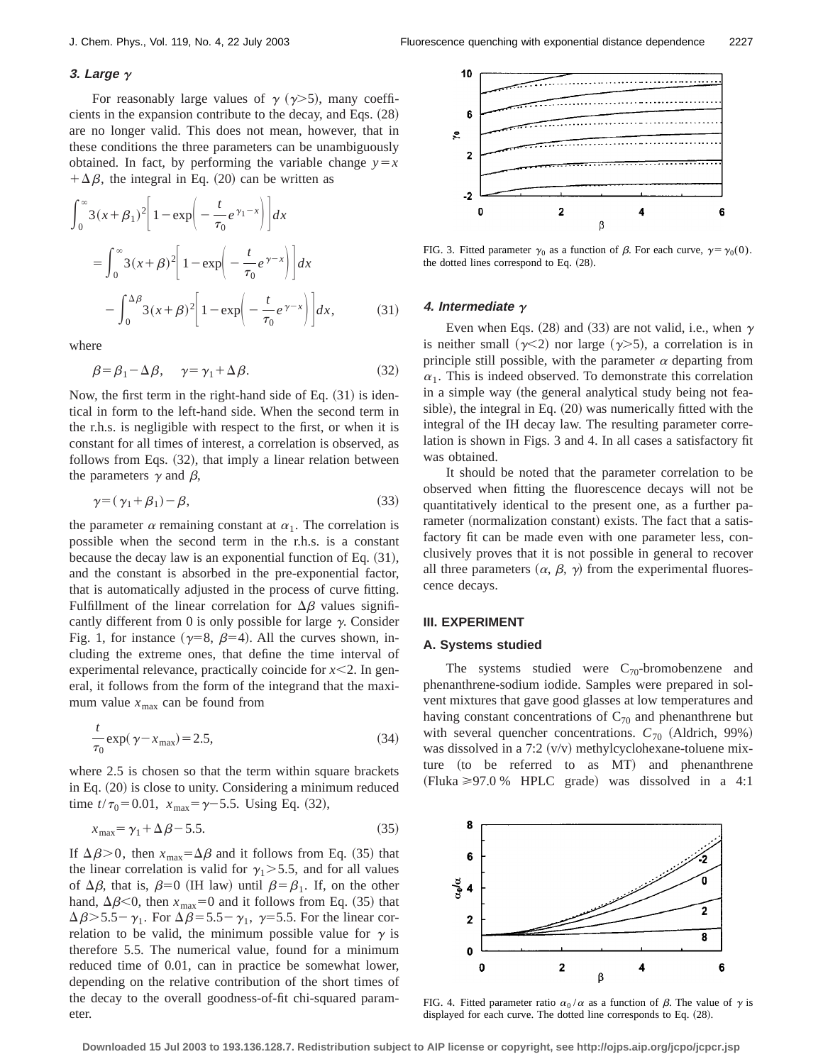### 3. Large $\gamma$

For reasonably large values of $\gamma$ ($\gamma>5$), many coefficients in the expansion contribute to the decay, and Eqs. (28) are no longer valid. This does not mean, however, that in these conditions the three parameters can be unambiguously obtained. In fact, by performing the variable change $y=x+\Delta\beta$, the integral in Eq. (20) can be written as

$$\int_0^\infty 3(x+\beta_1)^2\left[1-\exp\left(-\frac{t}{\tau_0}e^{\gamma_1-x}\right)\right]dx$$
$$=\int_0^\infty 3(x+\beta)^2\left[1-\exp\left(-\frac{t}{\tau_0}e^{\gamma-x}\right)\right]dx$$
$$-\int_0^{\Delta\beta} 3(x+\beta)^2\left[1-\exp\left(-\frac{t}{\tau_0}e^{\gamma-x}\right)\right]dx, \tag{31}$$

where

$$\beta=\beta_1-\Delta\beta, \quad \gamma=\gamma_1+\Delta\beta. \tag{32}$$

Now, the first term in the right-hand side of Eq. (31) is identical in form to the left-hand side. When the second term in the r.h.s. is negligible with respect to the first, or when it is constant for all times of interest, a correlation is observed, as follows from Eqs. (32), that imply a linear relation between the parameters $\gamma$ and $\beta$,

$$\gamma=(\gamma_1+\beta_1)-\beta, \tag{33}$$

the parameter $\alpha$ remaining constant at $\alpha_1$. The correlation is possible when the second term in the r.h.s. is a constant because the decay law is an exponential function of Eq. (31), and the constant is absorbed in the pre-exponential factor, that is automatically adjusted in the process of curve fitting. Fulfillment of the linear correlation for $\Delta\beta$ values significantly different from 0 is only possible for large $\gamma$. Consider Fig. 1, for instance ($\gamma=8$, $\beta=4$). All the curves shown, including the extreme ones, that define the time interval of experimental relevance, practically coincide for $x<2$. In general, it follows from the form of the integrand that the maximum value $x_{\max}$ can be found from

$$\frac{t}{\tau_0}\exp(\gamma-x_{\max})=2.5, \tag{34}$$

where 2.5 is chosen so that the term within square brackets in Eq. (20) is close to unity. Considering a minimum reduced time $t/\tau_0=0.01$, $x_{\max}=\gamma-5.5$. Using Eq. (32),

$$x_{\max}=\gamma_1+\Delta\beta-5.5. \tag{35}$$

If $\Delta\beta>0$, then $x_{\max}=\Delta\beta$ and it follows from Eq. (35) that the linear correlation is valid for $\gamma_1>5.5$, and for all values of $\Delta\beta$, that is, $\beta=0$ (IH law) until $\beta=\beta_1$. If, on the other hand, $\Delta\beta<0$, then $x_{\max}=0$ and it follows from Eq. (35) that $\Delta\beta>5.5-\gamma_1$. For $\Delta\beta=5.5-\gamma_1$, $\gamma=5.5$. For the linear correlation to be valid, the minimum possible value for $\gamma$ is therefore 5.5. The numerical value, found for a minimum reduced time of 0.01, can in practice be somewhat lower, depending on the relative contribution of the short times of the decay to the overall goodness-of-fit chi-squared parameter.

FIG. 3. Fitted parameter $\gamma_0$ as a function of $\beta$. For each curve, $\gamma=\gamma_0(0)$. the dotted lines correspond to Eq. (28).

### 4. Intermediate $\gamma$

Even when Eqs. (28) and (33) are not valid, i.e., when $\gamma$ is neither small ($\gamma<2$) nor large ($\gamma>5$), a correlation is in principle still possible, with the parameter $\alpha$ departing from $\alpha_1$. This is indeed observed. To demonstrate this correlation in a simple way (the general analytical study being not feasible), the integral in Eq. (20) was numerically fitted with the integral of the IH decay law. The resulting parameter correlation is shown in Figs. 3 and 4. In all cases a satisfactory fit was obtained.

It should be noted that the parameter correlation to be observed when fitting the fluorescence decays will not be quantitatively identical to the present one, as a further parameter (normalization constant) exists. The fact that a satisfactory fit can be made even with one parameter less, conclusively proves that it is not possible in general to recover all three parameters ($\alpha$, $\beta$, $\gamma$) from the experimental fluorescence decays.

## III. EXPERIMENT

### A. Systems studied

The systems studied were $C_{70}$-bromobenzene and phenanthrene-sodium iodide. Samples were prepared in solvent mixtures that gave good glasses at low temperatures and having constant concentrations of $C_{70}$ and phenanthrene but with several quencher concentrations. $C_{70}$ (Aldrich, 99%) was dissolved in a 7:2 (v/v) methylcyclohexane-toluene mixture (to be referred to as MT) and phenanthrene (Fluka ≥97.0 % HPLC grade) was dissolved in a 4:1

FIG. 4. Fitted parameter ratio $\alpha_0/\alpha$ as a function of $\beta$. The value of $\gamma$ is displayed for each curve. The dotted line corresponds to Eq. (28).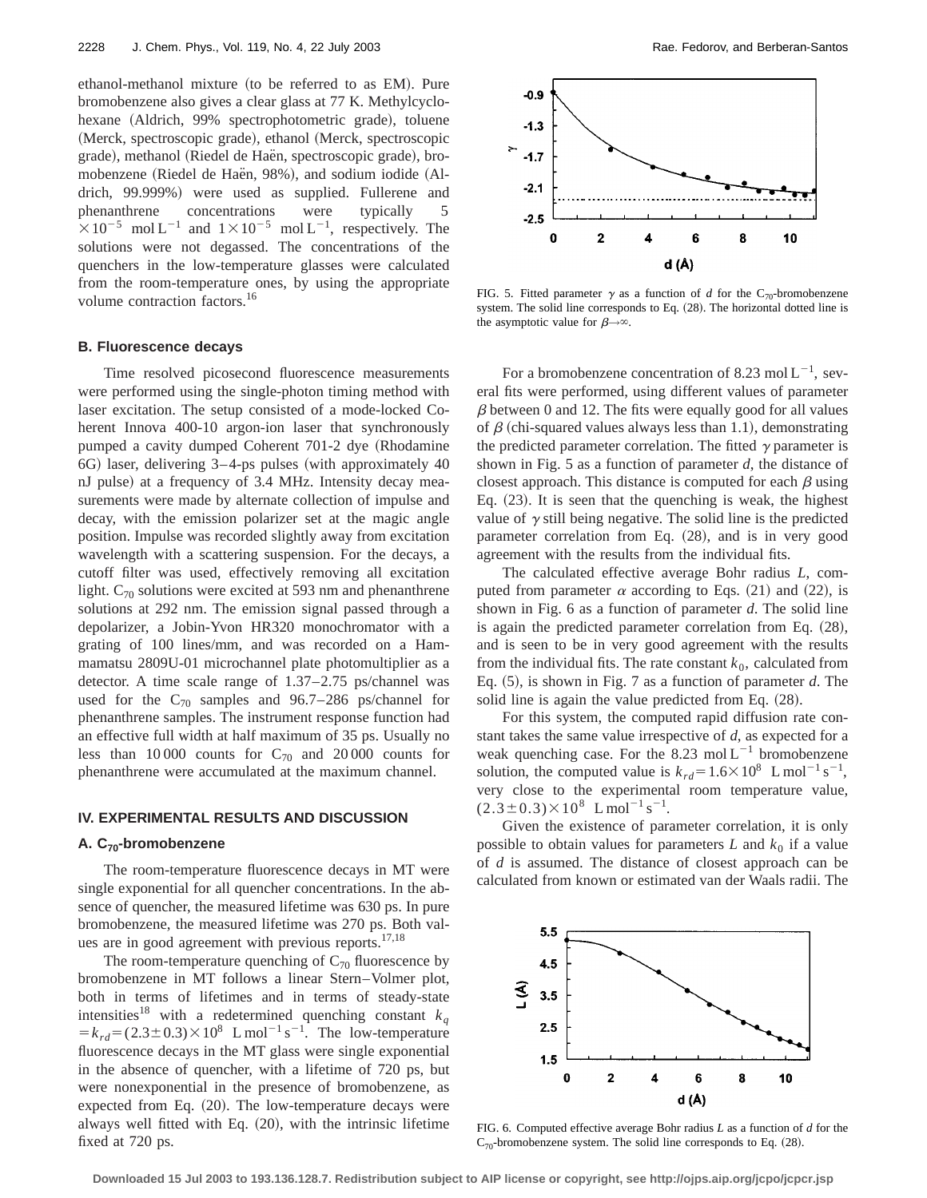ethanol-methanol mixture (to be referred to as EM). Pure bromobenzene also gives a clear glass at 77 K. Methylcyclohexane (Aldrich, 99% spectrophotometric grade), toluene (Merck, spectroscopic grade), ethanol (Merck, spectroscopic grade), methanol (Riedel de Haën, spectroscopic grade), bromobenzene (Riedel de Haën, 98%), and sodium iodide (Aldrich, 99.999%) were used as supplied. Fullerene and phenanthrene concentrations were typically $5\times10^{-5}$ mol L$^{-1}$ and $1\times10^{-5}$ mol L$^{-1}$, respectively. The solutions were not degassed. The concentrations of the quenchers in the low-temperature glasses were calculated from the room-temperature ones, by using the appropriate volume contraction factors.[16]

### B. Fluorescence decays

Time resolved picosecond fluorescence measurements were performed using the single-photon timing method with laser excitation. The setup consisted of a mode-locked Coherent Innova 400-10 argon-ion laser that synchronously pumped a cavity dumped Coherent 701-2 dye (Rhodamine 6G) laser, delivering 3–4-ps pulses (with approximately 40 nJ pulse) at a frequency of 3.4 MHz. Intensity decay measurements were made by alternate collection of impulse and decay, with the emission polarizer set at the magic angle position. Impulse was recorded slightly away from excitation wavelength with a scattering suspension. For the decays, a cutoff filter was used, effectively removing all excitation light. $C_{70}$ solutions were excited at 593 nm and phenanthrene solutions at 292 nm. The emission signal passed through a depolarizer, a Jobin-Yvon HR320 monochromator with a grating of 100 lines/mm, and was recorded on a Hammamatsu 2809U-01 microchannel plate photomultiplier as a detector. A time scale range of 1.37–2.75 ps/channel was used for the $C_{70}$ samples and 96.7–286 ps/channel for phenanthrene samples. The instrument response function had an effective full width at half maximum of 35 ps. Usually no less than 10 000 counts for $C_{70}$ and 20 000 counts for phenanthrene were accumulated at the maximum channel.

## IV. EXPERIMENTAL RESULTS AND DISCUSSION

### A. $C_{70}$-bromobenzene

The room-temperature fluorescence decays in MT were single exponential for all quencher concentrations. In the absence of quencher, the measured lifetime was 630 ps. In pure bromobenzene, the measured lifetime was 270 ps. Both values are in good agreement with previous reports.[17,18]

The room-temperature quenching of $C_{70}$ fluorescence by bromobenzene in MT follows a linear Stern–Volmer plot, both in terms of lifetimes and in terms of steady-state intensities[18] with a redetermined quenching constant $k_q = k_{rd} = (2.3\pm0.3)\times10^8$ L mol$^{-1}$ s$^{-1}$. The low-temperature fluorescence decays in the MT glass were single exponential in the absence of quencher, with a lifetime of 720 ps, but were nonexponential in the presence of bromobenzene, as expected from Eq. (20). The low-temperature decays were always well fitted with Eq. (20), with the intrinsic lifetime fixed at 720 ps.

FIG. 5. Fitted parameter $\gamma$ as a function of $d$ for the $C_{70}$-bromobenzene system. The solid line corresponds to Eq. (28). The horizontal dotted line is the asymptotic value for $\beta\rightarrow\infty$.

For a bromobenzene concentration of 8.23 mol L$^{-1}$, several fits were performed, using different values of parameter $\beta$ between 0 and 12. The fits were equally good for all values of $\beta$ (chi-squared values always less than 1.1), demonstrating the predicted parameter correlation. The fitted $\gamma$ parameter is shown in Fig. 5 as a function of parameter $d$, the distance of closest approach. This distance is computed for each $\beta$ using Eq. (23). It is seen that the quenching is weak, the highest value of $\gamma$ still being negative. The solid line is the predicted parameter correlation from Eq. (28), and is in very good agreement with the results from the individual fits.

The calculated effective average Bohr radius $L$, computed from parameter $\alpha$ according to Eqs. (21) and (22), is shown in Fig. 6 as a function of parameter $d$. The solid line is again the predicted parameter correlation from Eq. (28), and is seen to be in very good agreement with the results from the individual fits. The rate constant $k_0$, calculated from Eq. (5), is shown in Fig. 7 as a function of parameter $d$. The solid line is again the value predicted from Eq. (28).

For this system, the computed rapid diffusion rate constant takes the same value irrespective of $d$, as expected for a weak quenching case. For the 8.23 mol L$^{-1}$ bromobenzene solution, the computed value is $k_{rd} = 1.6\times10^8$ L mol$^{-1}$ s$^{-1}$, very close to the experimental room temperature value, $(2.3\pm0.3)\times10^8$ L mol$^{-1}$ s$^{-1}$.

Given the existence of parameter correlation, it is only possible to obtain values for parameters $L$ and $k_0$ if a value of $d$ is assumed. The distance of closest approach can be calculated from known or estimated van der Waals radii. The

FIG. 6. Computed effective average Bohr radius $L$ as a function of $d$ for the $C_{70}$-bromobenzene system. The solid line corresponds to Eq. (28).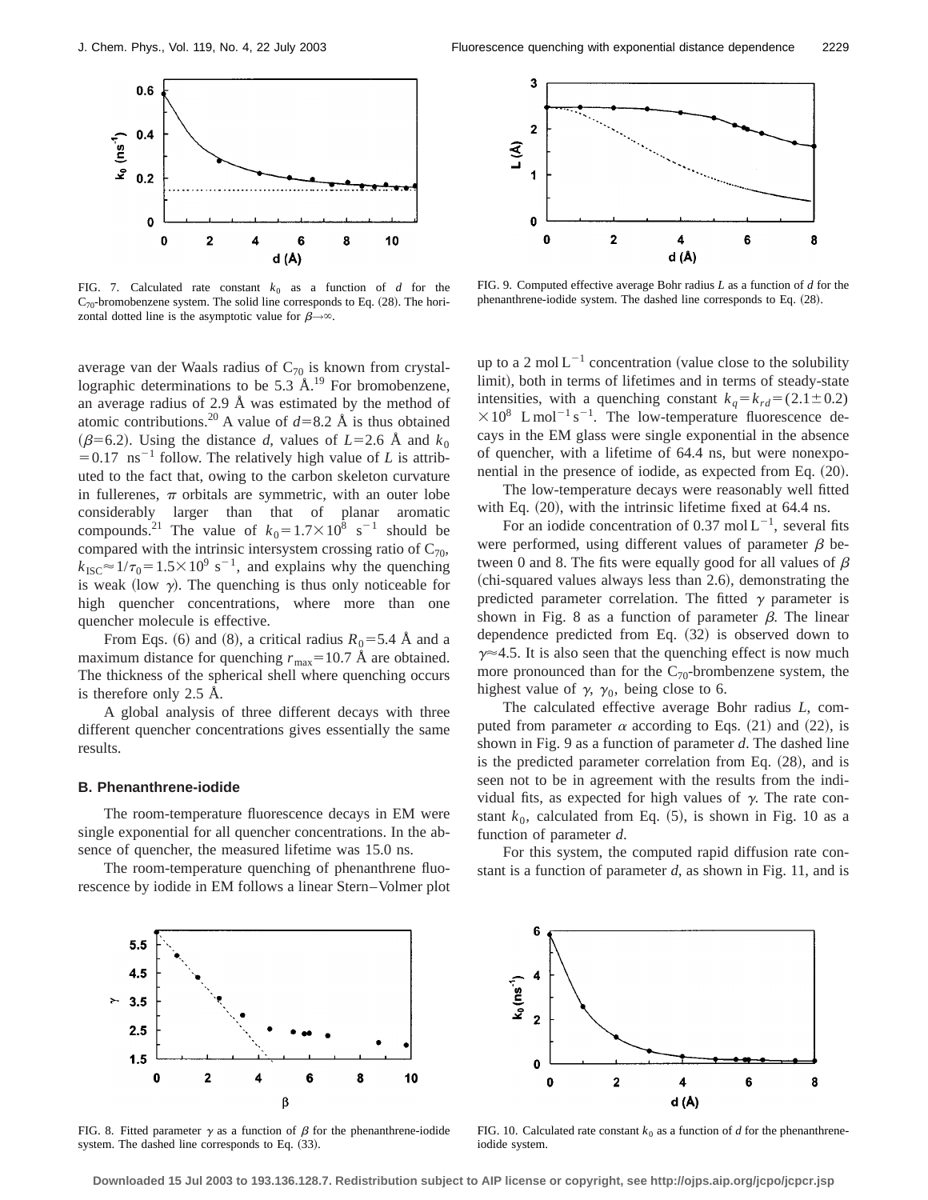FIG. 7. Calculated rate constant $k_0$ as a function of $d$ for the $C_{70}$-bromobenzene system. The solid line corresponds to Eq. (28). The horizontal dotted line is the asymptotic value for $\beta \to \infty$.

FIG. 9. Computed effective average Bohr radius $L$ as a function of $d$ for the phenanthrene-iodide system. The dashed line corresponds to Eq. (28).

average van der Waals radius of $C_{70}$ is known from crystallographic determinations to be 5.3 Å.[19] For bromobenzene, an average radius of 2.9 Å was estimated by the method of atomic contributions.[20] A value of $d = 8.2$ Å is thus obtained ($\beta = 6.2$). Using the distance $d$, values of $L = 2.6$ Å and $k_0 = 0.17\ \mathrm{ns}^{-1}$ follow. The relatively high value of $L$ is attributed to the fact that, owing to the carbon skeleton curvature in fullerenes, $\pi$ orbitals are symmetric, with an outer lobe considerably larger than that of planar aromatic compounds.[21] The value of $k_0 = 1.7 \times 10^8\ \mathrm{s}^{-1}$ should be compared with the intrinsic intersystem crossing ratio of $C_{70}$, $k_{\mathrm{ISC}} \approx 1/\tau_0 = 1.5 \times 10^9\ \mathrm{s}^{-1}$, and explains why the quenching is weak (low $\gamma$). The quenching is thus only noticeable for high quencher concentrations, where more than one quencher molecule is effective.

From Eqs. (6) and (8), a critical radius $R_0 = 5.4$ Å and a maximum distance for quenching $r_{\max} = 10.7$ Å are obtained. The thickness of the spherical shell where quenching occurs is therefore only 2.5 Å.

A global analysis of three different decays with three different quencher concentrations gives essentially the same results.

### B. Phenanthrene-iodide

The room-temperature fluorescence decays in EM were single exponential for all quencher concentrations. In the absence of quencher, the measured lifetime was 15.0 ns.

The room-temperature quenching of phenanthrene fluorescence by iodide in EM follows a linear Stern–Volmer plot up to a 2 $\mathrm{mol\,L^{-1}}$ concentration (value close to the solubility limit), both in terms of lifetimes and in terms of steady-state intensities, with a quenching constant $k_q = k_{rd} = (2.1 \pm 0.2) \times 10^8\ \mathrm{L\,mol^{-1}\,s^{-1}}$. The low-temperature fluorescence decays in the EM glass were single exponential in the absence of quencher, with a lifetime of 64.4 ns, but were nonexponential in the presence of iodide, as expected from Eq. (20).

The low-temperature decays were reasonably well fitted with Eq. (20), with the intrinsic lifetime fixed at 64.4 ns.

For an iodide concentration of 0.37 $\mathrm{mol\,L^{-1}}$, several fits were performed, using different values of parameter $\beta$ between 0 and 8. The fits were equally good for all values of $\beta$ (chi-squared values always less than 2.6), demonstrating the predicted parameter correlation. The fitted $\gamma$ parameter is shown in Fig. 8 as a function of parameter $\beta$. The linear dependence predicted from Eq. (32) is observed down to $\gamma \approx 4.5$. It is also seen that the quenching effect is now much more pronounced than for the $C_{70}$-brombenzene system, the highest value of $\gamma$, $\gamma_0$, being close to 6.

The calculated effective average Bohr radius $L$, computed from parameter $\alpha$ according to Eqs. (21) and (22), is shown in Fig. 9 as a function of parameter $d$. The dashed line is the predicted parameter correlation from Eq. (28), and is seen not to be in agreement with the results from the individual fits, as expected for high values of $\gamma$. The rate constant $k_0$, calculated from Eq. (5), is shown in Fig. 10 as a function of parameter $d$.

For this system, the computed rapid diffusion rate constant is a function of parameter $d$, as shown in Fig. 11, and is

FIG. 8. Fitted parameter $\gamma$ as a function of $\beta$ for the phenanthrene-iodide system. The dashed line corresponds to Eq. (33).

FIG. 10. Calculated rate constant $k_0$ as a function of $d$ for the phenanthrene-iodide system.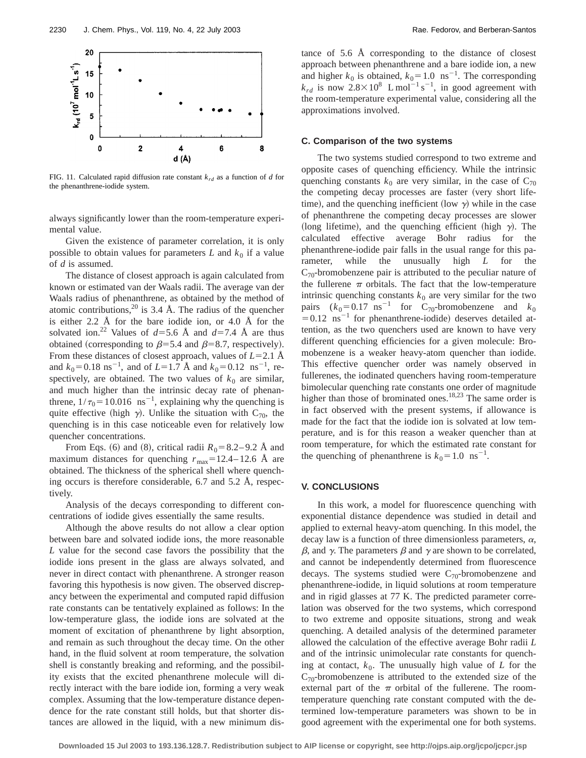FIG. 11. Calculated rapid diffusion rate constant $k_{rd}$ as a function of $d$ for the phenanthrene-iodide system.

always significantly lower than the room-temperature experimental value.

Given the existence of parameter correlation, it is only possible to obtain values for parameters $L$ and $k_0$ if a value of $d$ is assumed.

The distance of closest approach is again calculated from known or estimated van der Waals radii. The average van der Waals radius of phenanthrene, as obtained by the method of atomic contributions,[20] is 3.4 Å. The radius of the quencher is either 2.2 Å for the bare iodide ion, or 4.0 Å for the solvated ion.[22] Values of $d = 5.6$ Å and $d = 7.4$ Å are thus obtained (corresponding to $\beta = 5.4$ and $\beta = 8.7$, respectively). From these distances of closest approach, values of $L = 2.1$ Å and $k_0 = 0.18\ \mathrm{ns}^{-1}$, and of $L = 1.7$ Å and $k_0 = 0.12\ \mathrm{ns}^{-1}$, respectively, are obtained. The two values of $k_0$ are similar, and much higher than the intrinsic decay rate of phenanthrene, $1/\tau_0 = 10.016\ \mathrm{ns}^{-1}$, explaining why the quenching is quite effective (high $\gamma$). Unlike the situation with $C_{70}$, the quenching is in this case noticeable even for relatively low quencher concentrations.

From Eqs. (6) and (8), critical radii $R_0 = 8.2$–$9.2$ Å and maximum distances for quenching $r_{max} = 12.4$–$12.6$ Å are obtained. The thickness of the spherical shell where quenching occurs is therefore considerable, 6.7 and 5.2 Å, respectively.

Analysis of the decays corresponding to different concentrations of iodide gives essentially the same results.

Although the above results do not allow a clear option between bare and solvated iodide ions, the more reasonable $L$ value for the second case favors the possibility that the iodide ions present in the glass are always solvated, and never in direct contact with phenanthrene. A stronger reason favoring this hypothesis is now given. The observed discrepancy between the experimental and computed rapid diffusion rate constants can be tentatively explained as follows: In the low-temperature glass, the iodide ions are solvated at the moment of excitation of phenanthrene by light absorption, and remain as such throughout the decay time. On the other hand, in the fluid solvent at room temperature, the solvation shell is constantly breaking and reforming, and the possibility exists that the excited phenanthrene molecule will directly interact with the bare iodide ion, forming a very weak complex. Assuming that the low-temperature distance dependence for the rate constant still holds, but that shorter distances are allowed in the liquid, with a new minimum distance of 5.6 Å corresponding to the distance of closest approach between phenanthrene and a bare iodide ion, a new and higher $k_0$ is obtained, $k_0 = 1.0\ \mathrm{ns}^{-1}$. The corresponding $k_{rd}$ is now $2.8 \times 10^8\ \mathrm{L\,mol^{-1}\,s^{-1}}$, in good agreement with the room-temperature experimental value, considering all the approximations involved.

### C. Comparison of the two systems

The two systems studied correspond to two extreme and opposite cases of quenching efficiency. While the intrinsic quenching constants $k_0$ are very similar, in the case of $C_{70}$ the competing decay processes are faster (very short lifetime), and the quenching inefficient (low $\gamma$) while in the case of phenanthrene the competing decay processes are slower (long lifetime), and the quenching efficient (high $\gamma$). The calculated effective average Bohr radius for the phenanthrene-iodide pair falls in the usual range for this parameter, while the unusually high $L$ for the $C_{70}$-bromobenzene pair is attributed to the peculiar nature of the fullerene $\pi$ orbitals. The fact that the low-temperature intrinsic quenching constants $k_0$ are very similar for the two pairs ($k_0 = 0.17\ \mathrm{ns}^{-1}$ for $C_{70}$-bromobenzene and $k_0 = 0.12\ \mathrm{ns}^{-1}$ for phenanthrene-iodide) deserves detailed attention, as the two quenchers used are known to have very different quenching efficiencies for a given molecule: Bromobenzene is a weaker heavy-atom quencher than iodide. This effective quencher order was namely observed in fullerenes, the iodinated quenchers having room-temperature bimolecular quenching rate constants one order of magnitude higher than those of brominated ones.[18,23] The same order is in fact observed with the present systems, if allowance is made for the fact that the iodide ion is solvated at low temperature, and is for this reason a weaker quencher than at room temperature, for which the estimated rate constant for the quenching of phenanthrene is $k_0 = 1.0\ \mathrm{ns}^{-1}$.

## V. CONCLUSIONS

In this work, a model for fluorescence quenching with exponential distance dependence was studied in detail and applied to external heavy-atom quenching. In this model, the decay law is a function of three dimensionless parameters, $\alpha$, $\beta$, and $\gamma$. The parameters $\beta$ and $\gamma$ are shown to be correlated, and cannot be independently determined from fluorescence decays. The systems studied were $C_{70}$-bromobenzene and phenanthrene-iodide, in liquid solutions at room temperature and in rigid glasses at 77 K. The predicted parameter correlation was observed for the two systems, which correspond to two extreme and opposite situations, strong and weak quenching. A detailed analysis of the determined parameter allowed the calculation of the effective average Bohr radii $L$ and of the intrinsic unimolecular rate constants for quenching at contact, $k_0$. The unusually high value of $L$ for the $C_{70}$-bromobenzene is attributed to the extended size of the external part of the $\pi$ orbital of the fullerene. The room-temperature quenching rate constant computed with the determined low-temperature parameters was shown to be in good agreement with the experimental one for both systems.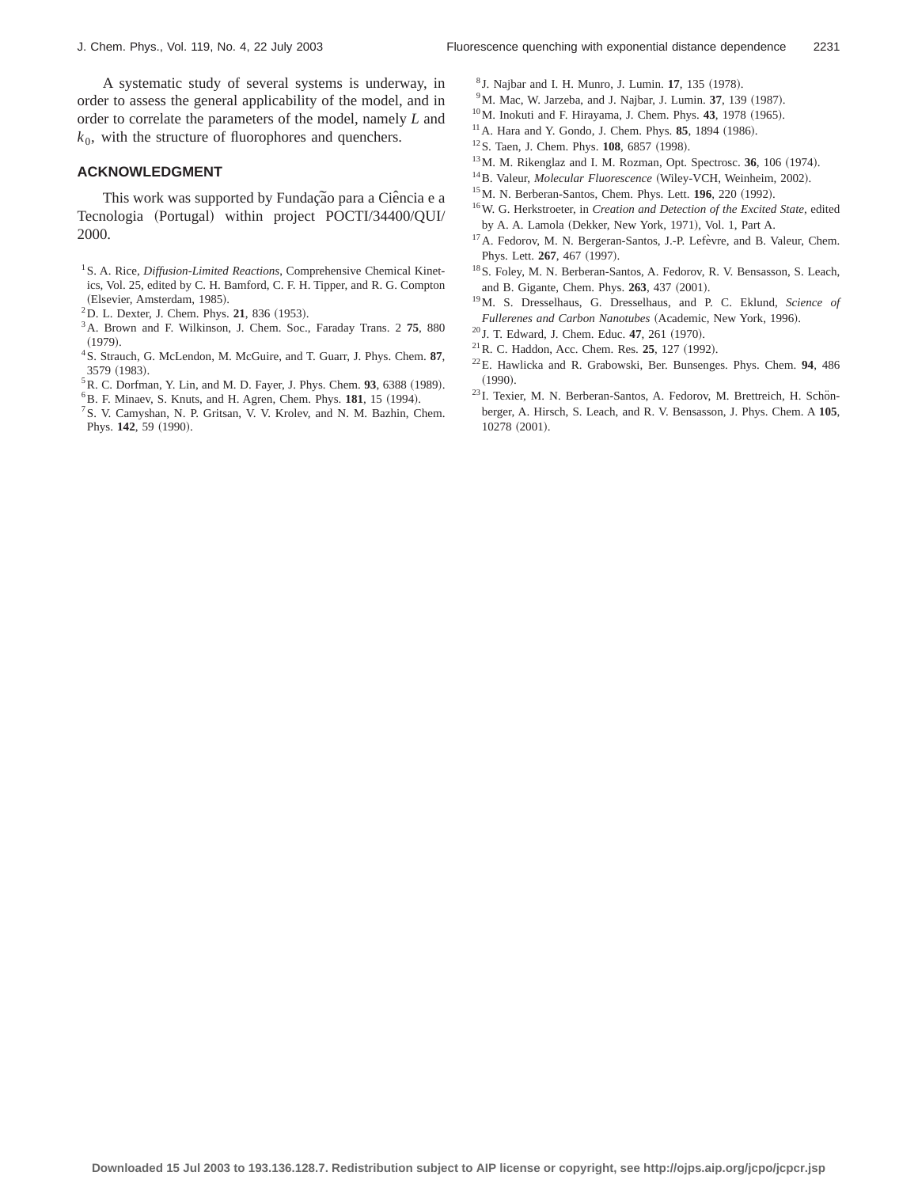A systematic study of several systems is underway, in order to assess the general applicability of the model, and in order to correlate the parameters of the model, namely $L$ and $k_0$, with the structure of fluorophores and quenchers.

## ACKNOWLEDGMENT

This work was supported by Fundação para a Ciência e a Tecnologia (Portugal) within project POCTI/34400/QUI/2000.

[1] S. A. Rice, *Diffusion-Limited Reactions*, Comprehensive Chemical Kinetics, Vol. 25, edited by C. H. Bamford, C. F. H. Tipper, and R. G. Compton (Elsevier, Amsterdam, 1985).

[2] D. L. Dexter, J. Chem. Phys. **21**, 836 (1953).

[3] A. Brown and F. Wilkinson, J. Chem. Soc., Faraday Trans. 2 **75**, 880 (1979).

[4] S. Strauch, G. McLendon, M. McGuire, and T. Guarr, J. Phys. Chem. **87**, 3579 (1983).

[5] R. C. Dorfman, Y. Lin, and M. D. Fayer, J. Phys. Chem. **93**, 6388 (1989).

[6] B. F. Minaev, S. Knuts, and H. Agren, Chem. Phys. **181**, 15 (1994).

[7] S. V. Camyshan, N. P. Gritsan, V. V. Krolev, and N. M. Bazhin, Chem. Phys. **142**, 59 (1990).

[8] J. Najbar and I. H. Munro, J. Lumin. **17**, 135 (1978).

[9] M. Mac, W. Jarzeba, and J. Najbar, J. Lumin. **37**, 139 (1987).

[10] M. Inokuti and F. Hirayama, J. Chem. Phys. **43**, 1978 (1965).

[11] A. Hara and Y. Gondo, J. Chem. Phys. **85**, 1894 (1986).

[12] S. Taen, J. Chem. Phys. **108**, 6857 (1998).

[13] M. M. Rikenglaz and I. M. Rozman, Opt. Spectrosc. **36**, 106 (1974).

[14] B. Valeur, *Molecular Fluorescence* (Wiley-VCH, Weinheim, 2002).

[15] M. N. Berberan-Santos, Chem. Phys. Lett. **196**, 220 (1992).

[16] W. G. Herkstroeter, in *Creation and Detection of the Excited State*, edited by A. A. Lamola (Dekker, New York, 1971), Vol. 1, Part A.

[17] A. Fedorov, M. N. Bergeran-Santos, J.-P. Lefèvre, and B. Valeur, Chem. Phys. Lett. **267**, 467 (1997).

[18] S. Foley, M. N. Berberan-Santos, A. Fedorov, R. V. Bensasson, S. Leach, and B. Gigante, Chem. Phys. **263**, 437 (2001).

[19] M. S. Dresselhaus, G. Dresselhaus, and P. C. Eklund, *Science of Fullerenes and Carbon Nanotubes* (Academic, New York, 1996).

[20] J. T. Edward, J. Chem. Educ. **47**, 261 (1970).

[21] R. C. Haddon, Acc. Chem. Res. **25**, 127 (1992).

[22] E. Hawlicka and R. Grabowski, Ber. Bunsenges. Phys. Chem. **94**, 486 (1990).

[23] I. Texier, M. N. Berberan-Santos, A. Fedorov, M. Brettreich, H. Schönberger, A. Hirsch, S. Leach, and R. V. Bensasson, J. Phys. Chem. A **105**, 10278 (2001).